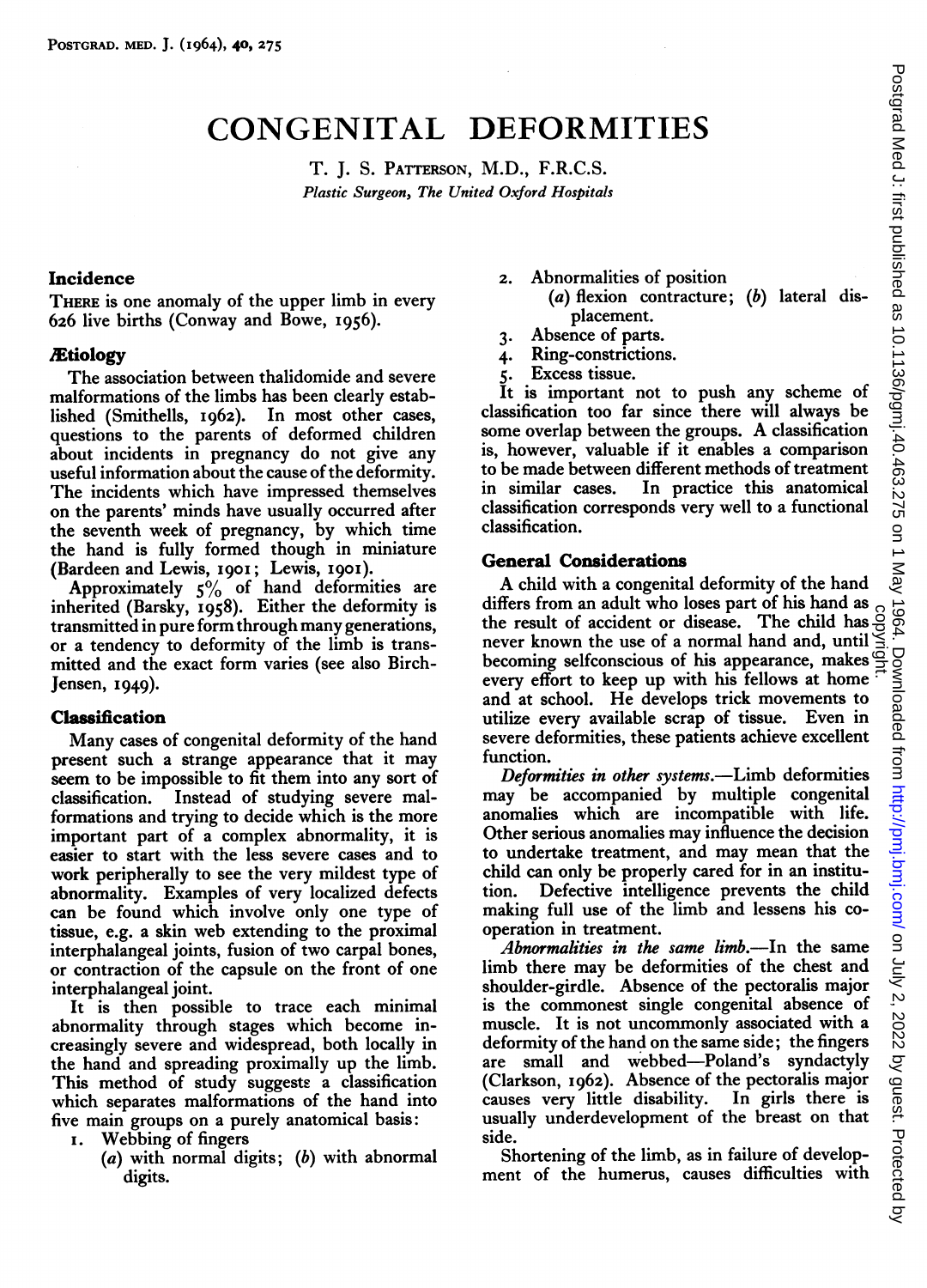# CONGENITAL DEFORMITIES

T. J. S. PATTERSON, M.D., F.R.C.S.

*Plastic Surgeon, The United Oxford Hospitals*

## Incidence

THERE is one anomaly of the upper limb in every 626 live births (Conway and Bowe, 1956).

## Ætiology

The association between thalidomide and severe malformations of the limbs has been clearly established (Smithells, 1962). In most other cases, questions to the parents of deformed children about incidents in pregnancy do not give any useful information about the cause of the deformity. The incidents which have impressed themselves on the parents' minds have usually occurred after the seventh week of pregnancy, by which time the hand is fully formed though in miniature (Bardeen and Lewis, 1901; Lewis, 1901).

Approximately 5% of hand deformities are inherited (Barsky, 1958). Either the deformity is transmitted in pure form through many generations, or a tendency to deformity of the limb is transmitted and the exact form varies (see also Birch-Jensen, 1949).

## Classification

Many cases of congenital deformity of the hand present such a strange appearance that it may seem to be impossible to fit them into any sort of classification. Instead of studying severe malformations and trying to decide which is the more important part of a complex abnormality, it is easier to start with the less severe cases and to work peripherally to see the very mildest type of abnormality. Examples of very localized defects can be found which involve only one type of tissue, e.g. a skin web extending to the proximal interphalangeal joints, fusion of two carpal bones, or contraction of the capsule on the front of one interphalangeal joint.

It is then possible to trace each minimal abnormality through stages which become increasingly severe and widespread, both locally in the hand and spreading proximally up the limb. This method of study suggests a classification which separates malformations of the hand into five main groups on a purely anatomical basis:

1. Webbing of fingers
   (*a*) with normal digits; (*b*) with abnormal digits.
2. Abnormalities of position
   (*a*) flexion contracture; (*b*) lateral displacement.
3. Absence of parts.
4. Ring-constrictions.
5. Excess tissue.

It is important not to push any scheme of classification too far since there will always be some overlap between the groups. A classification is, however, valuable if it enables a comparison to be made between different methods of treatment in similar cases. In practice this anatomical classification corresponds very well to a functional classification.

## General Considerations

A child with a congenital deformity of the hand differs from an adult who loses part of his hand as the result of accident or disease. The child has never known the use of a normal hand and, until becoming selfconscious of his appearance, makes every effort to keep up with his fellows at home and at school. He develops trick movements to utilize every available scrap of tissue. Even in severe deformities, these patients achieve excellent function.

*Deformities in other systems.*—Limb deformities may be accompanied by multiple congenital anomalies which are incompatible with life. Other serious anomalies may influence the decision to undertake treatment, and may mean that the child can only be properly cared for in an institution. Defective intelligence prevents the child making full use of the limb and lessens his co-operation in treatment.

*Abnormalities in the same limb.*—In the same limb there may be deformities of the chest and shoulder-girdle. Absence of the pectoralis major is the commonest single congenital absence of muscle. It is not uncommonly associated with a deformity of the hand on the same side; the fingers are small and webbed—Poland's syndactyly (Clarkson, 1962). Absence of the pectoralis major causes very little disability. In girls there is usually underdevelopment of the breast on that side.

Shortening of the limb, as in failure of development of the humerus, causes difficulties with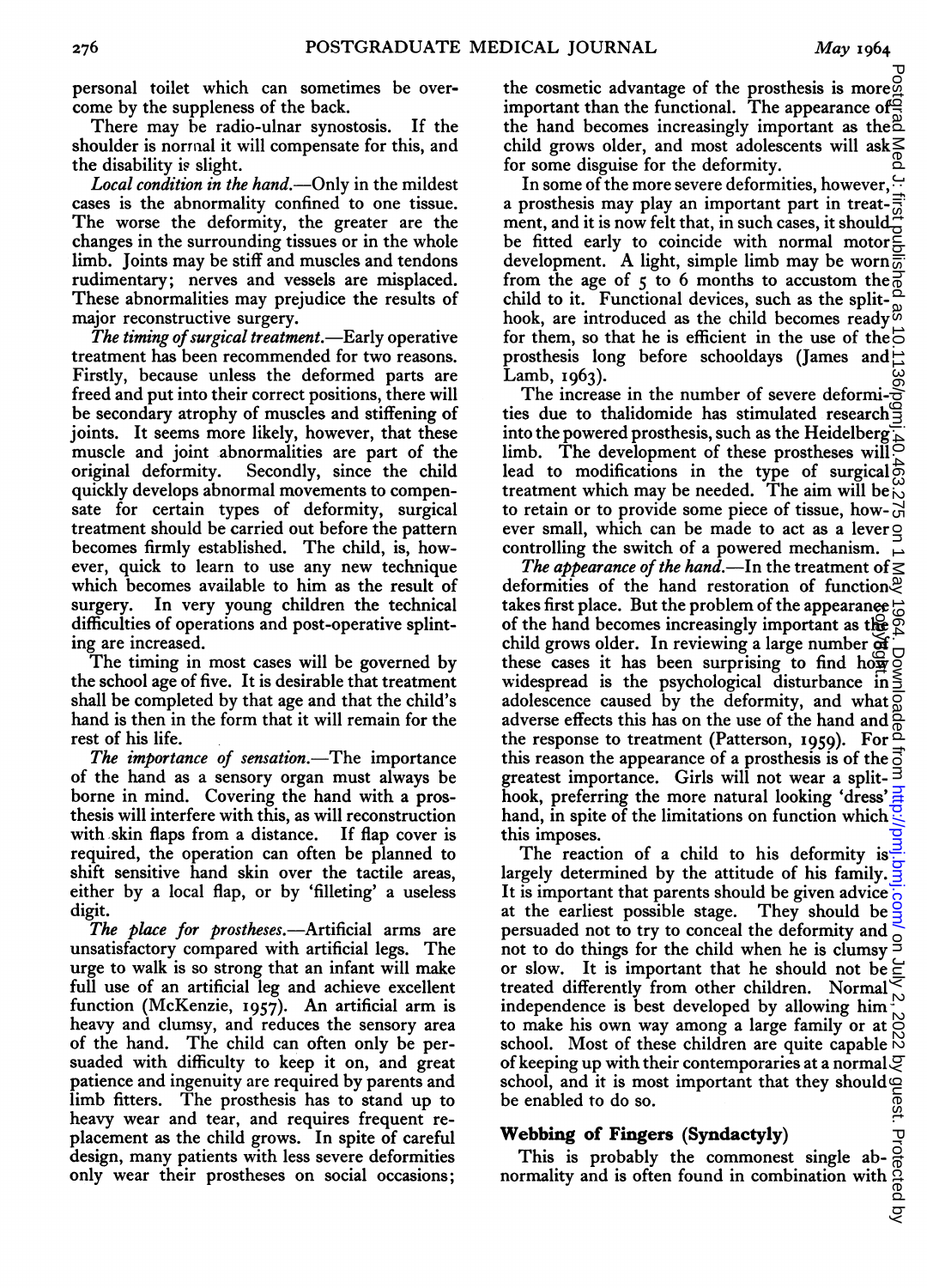personal toilet which can sometimes be overcome by the suppleness of the back.

There may be radio-ulnar synostosis. If the shoulder is normal it will compensate for this, and the disability is slight.

*Local condition in the hand.*—Only in the mildest cases is the abnormality confined to one tissue. The worse the deformity, the greater are the changes in the surrounding tissues or in the whole limb. Joints may be stiff and muscles and tendons rudimentary; nerves and vessels are misplaced. These abnormalities may prejudice the results of major reconstructive surgery.

*The timing of surgical treatment.*—Early operative treatment has been recommended for two reasons. Firstly, because unless the deformed parts are freed and put into their correct positions, there will be secondary atrophy of muscles and stiffening of joints. It seems more likely, however, that these muscle and joint abnormalities are part of the original deformity. Secondly, since the child quickly develops abnormal movements to compensate for certain types of deformity, surgical treatment should be carried out before the pattern becomes firmly established. The child, is, however, quick to learn to use any new technique which becomes available to him as the result of surgery. In very young children the technical difficulties of operations and post-operative splinting are increased.

The timing in most cases will be governed by the school age of five. It is desirable that treatment shall be completed by that age and that the child's hand is then in the form that it will remain for the rest of his life.

*The importance of sensation.*—The importance of the hand as a sensory organ must always be borne in mind. Covering the hand with a prosthesis will interfere with this, as will reconstruction with skin flaps from a distance. If flap cover is required, the operation can often be planned to shift sensitive hand skin over the tactile areas, either by a local flap, or by 'filleting' a useless digit.

*The place for prostheses.*—Artificial arms are unsatisfactory compared with artificial legs. The urge to walk is so strong that an infant will make full use of an artificial leg and achieve excellent function (McKenzie, 1957). An artificial arm is heavy and clumsy, and reduces the sensory area of the hand. The child can often only be persuaded with difficulty to keep it on, and great patience and ingenuity are required by parents and limb fitters. The prosthesis has to stand up to heavy wear and tear, and requires frequent replacement as the child grows. In spite of careful design, many patients with less severe deformities only wear their prostheses on social occasions; the cosmetic advantage of the prosthesis is more important than the functional. The appearance of the hand becomes increasingly important as the child grows older, and most adolescents will ask for some disguise for the deformity.

In some of the more severe deformities, however, a prosthesis may play an important part in treatment, and it is now felt that, in such cases, it should be fitted early to coincide with normal motor development. A light, simple limb may be worn from the age of 5 to 6 months to accustom the child to it. Functional devices, such as the split-hook, are introduced as the child becomes ready for them, so that he is efficient in the use of the prosthesis long before schooldays (James and Lamb, 1963).

The increase in the number of severe deformities due to thalidomide has stimulated research into the powered prosthesis, such as the Heidelberg limb. The development of these prostheses will lead to modifications in the type of surgical treatment which may be needed. The aim will be to retain or to provide some piece of tissue, however small, which can be made to act as a lever controlling the switch of a powered mechanism.

*The appearance of the hand.*—In the treatment of deformities of the hand restoration of function takes first place. But the problem of the appearance of the hand becomes increasingly important as the child grows older. In reviewing a large number of these cases it has been surprising to find how widespread is the psychological disturbance in adolescence caused by the deformity, and what adverse effects this has on the use of the hand and the response to treatment (Patterson, 1959). For this reason the appearance of a prosthesis is of the greatest importance. Girls will not wear a split-hook, preferring the more natural looking 'dress' hand, in spite of the limitations on function which this imposes.

The reaction of a child to his deformity is largely determined by the attitude of his family. It is important that parents should be given advice at the earliest possible stage. They should be persuaded not to try to conceal the deformity and not to do things for the child when he is clumsy or slow. It is important that he should not be treated differently from other children. Normal independence is best developed by allowing him to make his own way among a large family or at school. Most of these children are quite capable of keeping up with their contemporaries at a normal school, and it is most important that they should be enabled to do so.

## Webbing of Fingers (Syndactyly)

This is probably the commonest single abnormality and is often found in combination with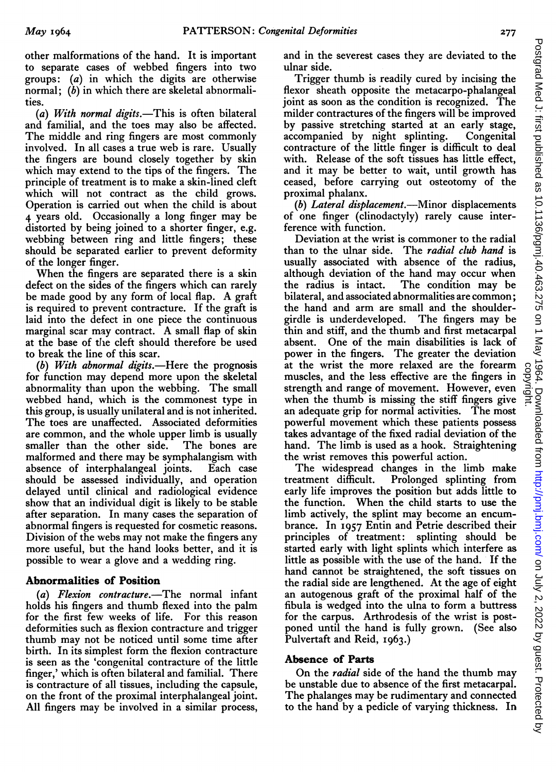other malformations of the hand. It is important to separate cases of webbed fingers into two groups: (a) in which the digits are otherwise normal; (b) in which there are skeletal abnormalities.

(a) *With normal digits*.—This is often bilateral and familial, and the toes may also be affected. The middle and ring fingers are most commonly involved. In all cases a true web is rare. Usually the fingers are bound closely together by skin which may extend to the tips of the fingers. The principle of treatment is to make a skin-lined cleft which will not contract as the child grows. Operation is carried out when the child is about 4 years old. Occasionally a long finger may be distorted by being joined to a shorter finger, e.g. webbing between ring and little fingers; these should be separated earlier to prevent deformity of the longer finger.

When the fingers are separated there is a skin defect on the sides of the fingers which can rarely be made good by any form of local flap. A graft is required to prevent contracture. If the graft is laid into the defect in one piece the continuous marginal scar may contract. A small flap of skin at the base of the cleft should therefore be used to break the line of this scar.

(b) *With abnormal digits*.—Here the prognosis for function may depend more upon the skeletal abnormality than upon the webbing. The small webbed hand, which is the commonest type in this group, is usually unilateral and is not inherited. The toes are unaffected. Associated deformities are common, and the whole upper limb is usually smaller than the other side. The bones are malformed and there may be symphalangism with absence of interphalangeal joints. Each case should be assessed individually, and operation delayed until clinical and radiological evidence show that an individual digit is likely to be stable after separation. In many cases the separation of abnormal fingers is requested for cosmetic reasons. Division of the webs may not make the fingers any more useful, but the hand looks better, and it is possible to wear a glove and a wedding ring.

## Abnormalities of Position

(a) *Flexion contracture*.—The normal infant holds his fingers and thumb flexed into the palm for the first few weeks of life. For this reason deformities such as flexion contracture and trigger thumb may not be noticed until some time after birth. In its simplest form the flexion contracture is seen as the 'congenital contracture of the little finger,' which is often bilateral and familial. There is contracture of all tissues, including the capsule, on the front of the proximal interphalangeal joint. All fingers may be involved in a similar process, and in the severest cases they are deviated to the ulnar side.

Trigger thumb is readily cured by incising the flexor sheath opposite the metacarpo-phalangeal joint as soon as the condition is recognized. The milder contractures of the fingers will be improved by passive stretching started at an early stage, accompanied by night splinting. Congenital contracture of the little finger is difficult to deal with. Release of the soft tissues has little effect, and it may be better to wait, until growth has ceased, before carrying out osteotomy of the proximal phalanx.

(b) *Lateral displacement*.—Minor displacements of one finger (clinodactyly) rarely cause interference with function.

Deviation at the wrist is commoner to the radial than to the ulnar side. The *radial club hand* is usually associated with absence of the radius, although deviation of the hand may occur when the radius is intact. The condition may be bilateral, and associated abnormalities are common; the hand and arm are small and the shoulder-girdle is underdeveloped. The fingers may be thin and stiff, and the thumb and first metacarpal absent. One of the main disabilities is lack of power in the fingers. The greater the deviation at the wrist the more relaxed are the forearm muscles, and the less effective are the fingers in strength and range of movement. However, even when the thumb is missing the stiff fingers give an adequate grip for normal activities. The most powerful movement which these patients possess takes advantage of the fixed radial deviation of the hand. The limb is used as a hook. Straightening the wrist removes this powerful action.

The widespread changes in the limb make treatment difficult. Prolonged splinting from early life improves the position but adds little to the function. When the child starts to use the limb actively, the splint may become an encumbrance. In 1957 Entin and Petrie described their principles of treatment: splinting should be started early with light splints which interfere as little as possible with the use of the hand. If the hand cannot be straightened, the soft tissues on the radial side are lengthened. At the age of eight an autogenous graft of the proximal half of the fibula is wedged into the ulna to form a buttress for the carpus. Arthrodesis of the wrist is postponed until the hand is fully grown. (See also Pulvertaft and Reid, 1963.)

## Absence of Parts

On the *radial* side of the hand the thumb may be unstable due to absence of the first metacarpal. The phalanges may be rudimentary and connected to the hand by a pedicle of varying thickness. In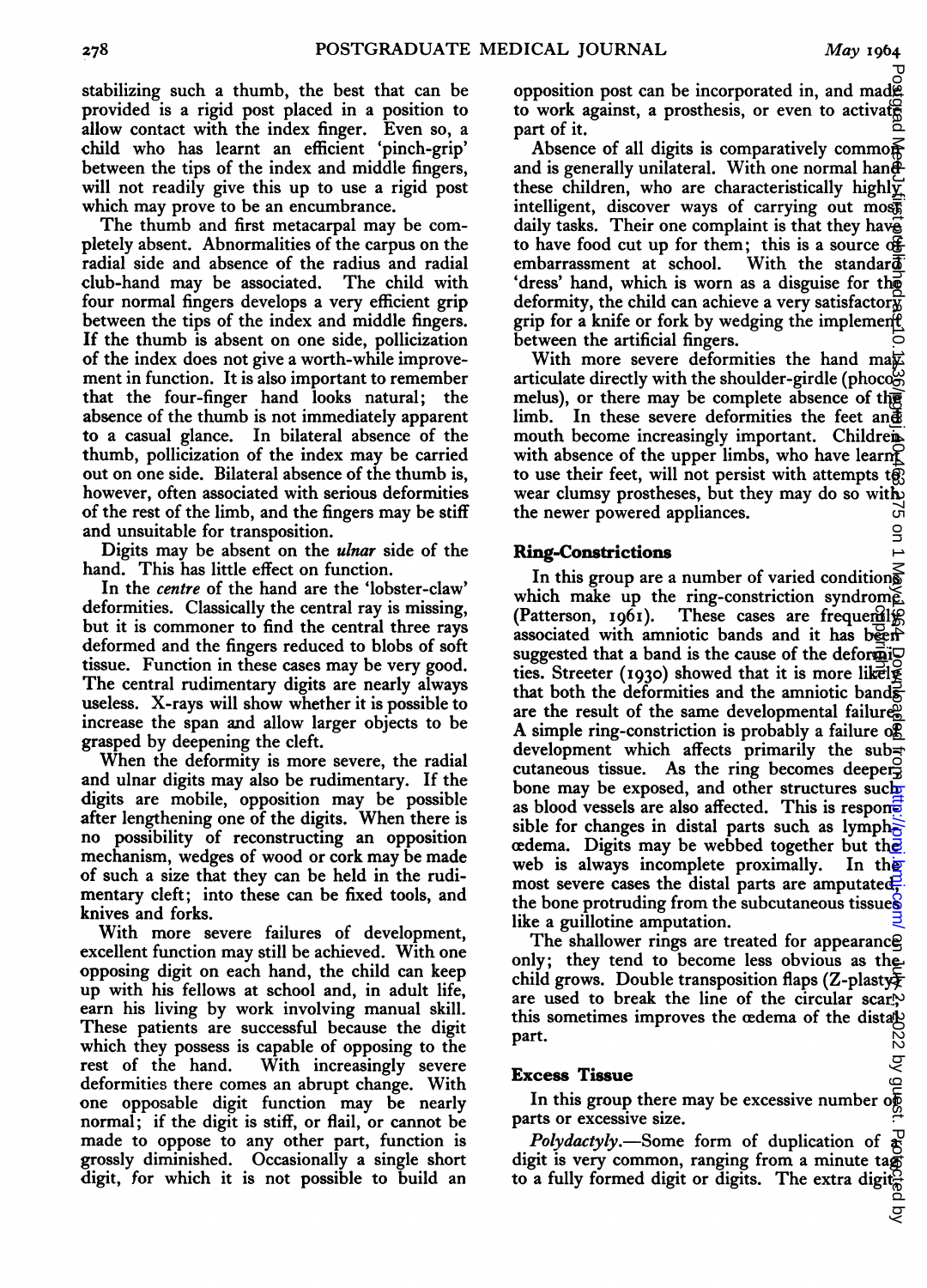stabilizing such a thumb, the best that can be provided is a rigid post placed in a position to allow contact with the index finger. Even so, a child who has learnt an efficient 'pinch-grip' between the tips of the index and middle fingers, will not readily give this up to use a rigid post which may prove to be an encumbrance.

The thumb and first metacarpal may be completely absent. Abnormalities of the carpus on the radial side and absence of the radius and radial club-hand may be associated. The child with four normal fingers develops a very efficient grip between the tips of the index and middle fingers. If the thumb is absent on one side, pollicization of the index does not give a worth-while improvement in function. It is also important to remember that the four-finger hand looks natural; the absence of the thumb is not immediately apparent to a casual glance. In bilateral absence of the thumb, pollicization of the index may be carried out on one side. Bilateral absence of the thumb is, however, often associated with serious deformities of the rest of the limb, and the fingers may be stiff and unsuitable for transposition.

Digits may be absent on the *ulnar* side of the hand. This has little effect on function.

In the *centre* of the hand are the 'lobster-claw' deformities. Classically the central ray is missing, but it is commoner to find the central three rays deformed and the fingers reduced to blobs of soft tissue. Function in these cases may be very good. The central rudimentary digits are nearly always useless. X-rays will show whether it is possible to increase the span and allow larger objects to be grasped by deepening the cleft.

When the deformity is more severe, the radial and ulnar digits may also be rudimentary. If the digits are mobile, opposition may be possible after lengthening one of the digits. When there is no possibility of reconstructing an opposition mechanism, wedges of wood or cork may be made of such a size that they can be held in the rudimentary cleft; into these can be fixed tools, and knives and forks.

With more severe failures of development, excellent function may still be achieved. With one opposing digit on each hand, the child can keep up with his fellows at school and, in adult life, earn his living by work involving manual skill. These patients are successful because the digit which they possess is capable of opposing to the rest of the hand. With increasingly severe deformities there comes an abrupt change. With one opposable digit function may be nearly normal; if the digit is stiff, or flail, or cannot be made to oppose to any other part, function is grossly diminished. Occasionally a single short digit, for which it is not possible to build an opposition post can be incorporated in, and made to work against, a prosthesis, or even to activate part of it.

Absence of all digits is comparatively common and is generally unilateral. With one normal hand these children, who are characteristically highly intelligent, discover ways of carrying out most daily tasks. Their one complaint is that they have to have food cut up for them; this is a source of embarrassment at school. With the standard 'dress' hand, which is worn as a disguise for the deformity, the child can achieve a very satisfactory grip for a knife or fork by wedging the implement between the artificial fingers.

With more severe deformities the hand may articulate directly with the shoulder-girdle (phocomelus), or there may be complete absence of the limb. In these severe deformities the feet and mouth become increasingly important. Children with absence of the upper limbs, who have learnt to use their feet, will not persist with attempts to wear clumsy prostheses, but they may do so with the newer powered appliances.

## Ring-Constrictions

In this group are a number of varied conditions which make up the ring-constriction syndrome (Patterson, 1961). These cases are frequently associated with amniotic bands and it has been suggested that a band is the cause of the deformities. Streeter (1930) showed that it is more likely that both the deformities and the amniotic bands are the result of the same developmental failure. A simple ring-constriction is probably a failure of development which affects primarily the subcutaneous tissue. As the ring becomes deeper, bone may be exposed, and other structures such as blood vessels are also affected. This is responsible for changes in distal parts such as lymphœdema. Digits may be webbed together but the web is always incomplete proximally. In the most severe cases the distal parts are amputated, the bone protruding from the subcutaneous tissues like a guillotine amputation.

The shallower rings are treated for appearance only; they tend to become less obvious as the child grows. Double transposition flaps (Z-plasty) are used to break the line of the circular scar; this sometimes improves the œdema of the distal part.

## Excess Tissue

In this group there may be excessive number of parts or excessive size.

*Polydactyly*.—Some form of duplication of a digit is very common, ranging from a minute tag to a fully formed digit or digits. The extra digit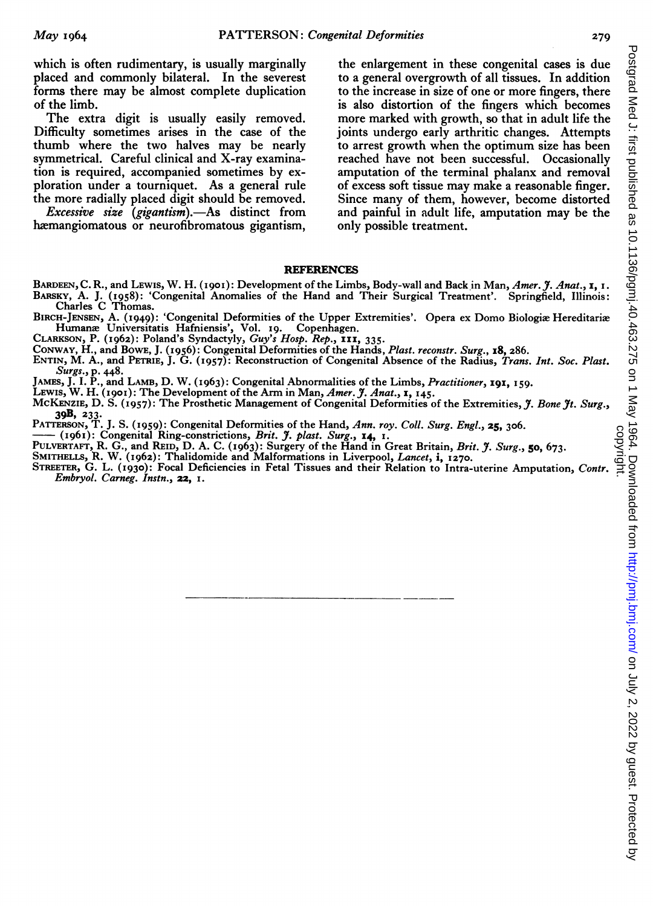which is often rudimentary, is usually marginally placed and commonly bilateral. In the severest forms there may be almost complete duplication of the limb.

The extra digit is usually easily removed. Difficulty sometimes arises in the case of the thumb where the two halves may be nearly symmetrical. Careful clinical and X-ray examination is required, accompanied sometimes by exploration under a tourniquet. As a general rule the more radially placed digit should be removed.

*Excessive size (gigantism)*.—As distinct from hæmangiomatous or neurofibromatous gigantism, the enlargement in these congenital cases is due to a general overgrowth of all tissues. In addition to the increase in size of one or more fingers, there is also distortion of the fingers which becomes more marked with growth, so that in adult life the joints undergo early arthritic changes. Attempts to arrest growth when the optimum size has been reached have not been successful. Occasionally amputation of the terminal phalanx and removal of excess soft tissue may make a reasonable finger. Since many of them, however, become distorted and painful in adult life, amputation may be the only possible treatment.

## REFERENCES

BARDEEN, C. R., and LEWIS, W. H. (1901): Development of the Limbs, Body-wall and Back in Man, *Amer. J. Anat.*, **1**, 1.

BARSKY, A. J. (1958): 'Congenital Anomalies of the Hand and Their Surgical Treatment'. Springfield, Illinois: Charles C Thomas.

BIRCH-JENSEN, A. (1949): 'Congenital Deformities of the Upper Extremities'. Opera ex Domo Biologiæ Hereditariæ Humanæ Universitatis Hafniensis', Vol. 19. Copenhagen.

CLARKSON, P. (1962): Poland's Syndactyly, *Guy's Hosp. Rep.*, **111**, 335.

CONWAY, H., and BOWE, J. (1956): Congenital Deformities of the Hands, *Plast. reconstr. Surg.*, **18**, 286.

ENTIN, M. A., and PETRIE, J. G. (1957): Reconstruction of Congenital Absence of the Radius, *Trans. Int. Soc. Plast. Surgs.*, p. 448.

JAMES, J. I. P., and LAMB, D. W. (1963): Congenital Abnormalities of the Limbs, *Practitioner*, **191**, 159.

LEWIS, W. H. (1901): The Development of the Arm in Man, *Amer. J. Anat.*, **1**, 145.

MCKENZIE, D. S. (1957): The Prosthetic Management of Congenital Deformities of the Extremities, *J. Bone Jt. Surg.*, **39B**, 233.

PATTERSON, T. J. S. (1959): Congenital Deformities of the Hand, *Ann. roy. Coll. Surg. Engl.*, **25**, 306.

—— (1961): Congenital Ring-constrictions, *Brit. J. plast. Surg.*, **14**, 1.

PULVERTAFT, R. G., and REID, D. A. C. (1963): Surgery of the Hand in Great Britain, *Brit. J. Surg.*, **50**, 673.

SMITHELLS, R. W. (1962): Thalidomide and Malformations in Liverpool, *Lancet*, **i**, 1270.

STREETER, G. L. (1930): Focal Deficiencies in Fetal Tissues and their Relation to Intra-uterine Amputation, *Contr. Embryol. Carneg. Instn.*, **22**, 1.